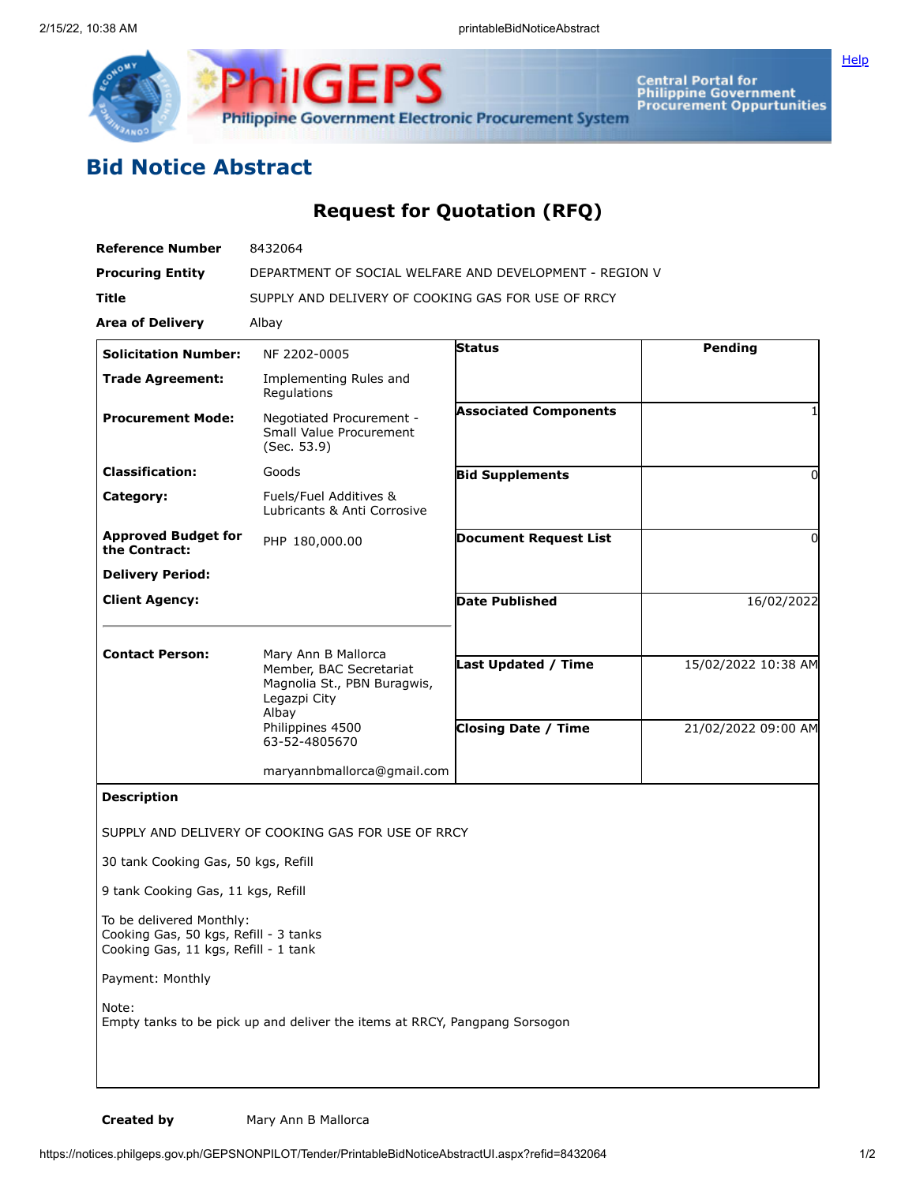# Bid Notice Abstract

## Request for Quotation (RFQ)

| | |
|---|---|
| **Reference Number** | 8432064 |
| **Procuring Entity** | DEPARTMENT OF SOCIAL WELFARE AND DEVELOPMENT - REGION V |
| **Title** | SUPPLY AND DELIVERY OF COOKING GAS FOR USE OF RRCY |
| **Area of Delivery** | Albay |

| | | | |
|---|---|---|---|
| **Solicitation Number:** | NF 2202-0005 | **Status** | Pending |
| **Trade Agreement:** | Implementing Rules and Regulations | | |
| **Procurement Mode:** | Negotiated Procurement - Small Value Procurement (Sec. 53.9) | **Associated Components** | 1 |
| **Classification:** | Goods | **Bid Supplements** | 0 |
| **Category:** | Fuels/Fuel Additives & Lubricants & Anti Corrosive | | |
| **Approved Budget for the Contract:** | PHP 180,000.00 | **Document Request List** | 0 |
| **Delivery Period:** | | | |
| **Client Agency:** | | **Date Published** | 16/02/2022 |
| **Contact Person:** | Mary Ann B Mallorca<br>Member, BAC Secretariat<br>Magnolia St., PBN Buragwis,<br>Legazpi City<br>Albay<br>Philippines 4500<br>63-52-4805670<br><br>maryannbmallorca@gmail.com | **Last Updated / Time** | 15/02/2022 10:38 AM |
| | | **Closing Date / Time** | 21/02/2022 09:00 AM |

**Description**

SUPPLY AND DELIVERY OF COOKING GAS FOR USE OF RRCY

30 tank Cooking Gas, 50 kgs, Refill

9 tank Cooking Gas, 11 kgs, Refill

To be delivered Monthly:
Cooking Gas, 50 kgs, Refill - 3 tanks
Cooking Gas, 11 kgs, Refill - 1 tank

Payment: Monthly

Note:
Empty tanks to be pick up and deliver the items at RRCY, Pangpang Sorsogon

**Created by** Mary Ann B Mallorca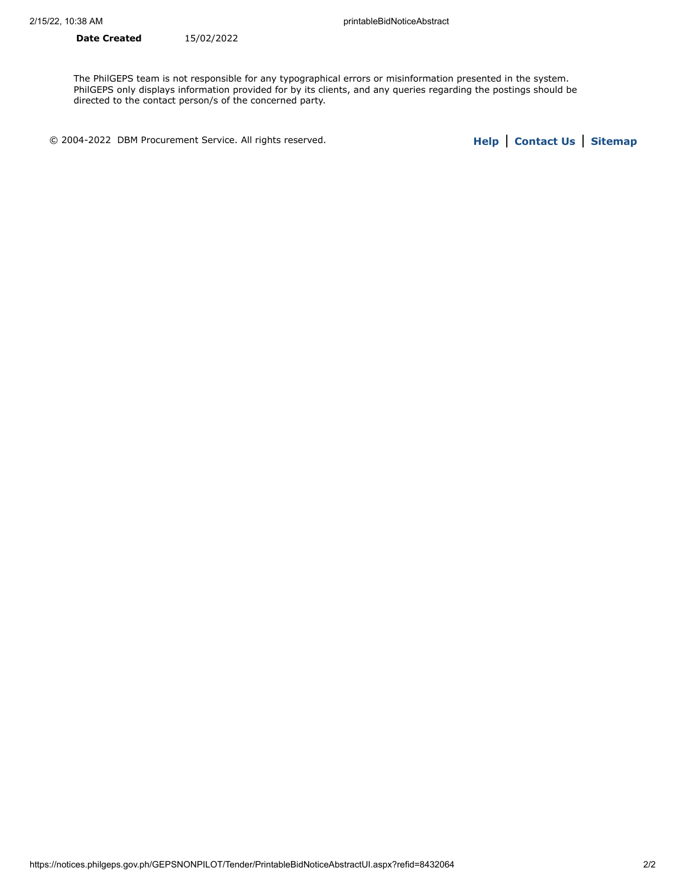| | |
|---|---|
| **Date Created** | 15/02/2022 |

The PhilGEPS team is not responsible for any typographical errors or misinformation presented in the system. PhilGEPS only displays information provided for by its clients, and any queries regarding the postings should be directed to the contact person/s of the concerned party.

© 2004-2022 DBM Procurement Service. All rights reserved.

**Help** | **Contact Us** | **Sitemap**